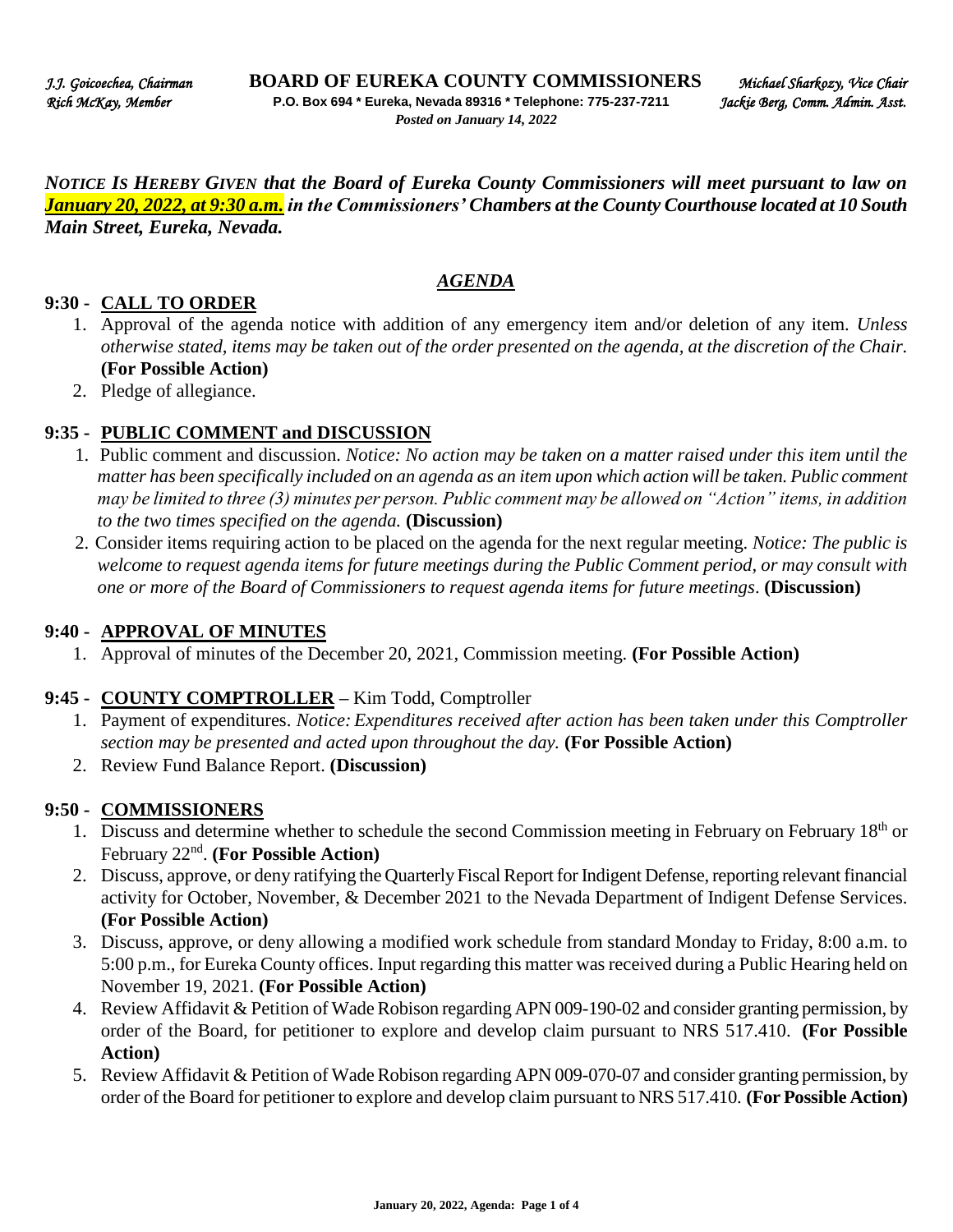*J.J. Goicoechea, Chairman* **BOARD OF EUREKA COUNTY COMMISSIONERS** *Michael Sharkozy, Vice Chair*
*Rich McKay, Member* **P.O. Box 694 * Eureka, Nevada 89316 * Telephone: 775-237-7211** *Jackie Berg, Comm. Admin. Asst.*
*Posted on January 14, 2022*

***NOTICE IS HEREBY GIVEN that the Board of Eureka County Commissioners will meet pursuant to law on January 20, 2022, at 9:30 a.m. in the Commissioners' Chambers at the County Courthouse located at 10 South Main Street, Eureka, Nevada.***

## *AGENDA*

### 9:30 - CALL TO ORDER

1. Approval of the agenda notice with addition of any emergency item and/or deletion of any item. *Unless otherwise stated, items may be taken out of the order presented on the agenda, at the discretion of the Chair.* **(For Possible Action)**
2. Pledge of allegiance.

### 9:35 - PUBLIC COMMENT and DISCUSSION

1. Public comment and discussion. *Notice: No action may be taken on a matter raised under this item until the matter has been specifically included on an agenda as an item upon which action will be taken. Public comment may be limited to three (3) minutes per person. Public comment may be allowed on "Action" items, in addition to the two times specified on the agenda.* **(Discussion)**
2. Consider items requiring action to be placed on the agenda for the next regular meeting. *Notice: The public is welcome to request agenda items for future meetings during the Public Comment period, or may consult with one or more of the Board of Commissioners to request agenda items for future meetings*. **(Discussion)**

### 9:40 - APPROVAL OF MINUTES

1. Approval of minutes of the December 20, 2021, Commission meeting. **(For Possible Action)**

### 9:45 - COUNTY COMPTROLLER – Kim Todd, Comptroller

1. Payment of expenditures. *Notice: Expenditures received after action has been taken under this Comptroller section may be presented and acted upon throughout the day.* **(For Possible Action)**
2. Review Fund Balance Report. **(Discussion)**

### 9:50 - COMMISSIONERS

1. Discuss and determine whether to schedule the second Commission meeting in February on February 18th or February 22nd. **(For Possible Action)**
2. Discuss, approve, or deny ratifying the Quarterly Fiscal Report for Indigent Defense, reporting relevant financial activity for October, November, & December 2021 to the Nevada Department of Indigent Defense Services. **(For Possible Action)**
3. Discuss, approve, or deny allowing a modified work schedule from standard Monday to Friday, 8:00 a.m. to 5:00 p.m., for Eureka County offices. Input regarding this matter was received during a Public Hearing held on November 19, 2021. **(For Possible Action)**
4. Review Affidavit & Petition of Wade Robison regarding APN 009-190-02 and consider granting permission, by order of the Board, for petitioner to explore and develop claim pursuant to NRS 517.410. **(For Possible Action)**
5. Review Affidavit & Petition of Wade Robison regarding APN 009-070-07 and consider granting permission, by order of the Board for petitioner to explore and develop claim pursuant to NRS 517.410. **(For Possible Action)**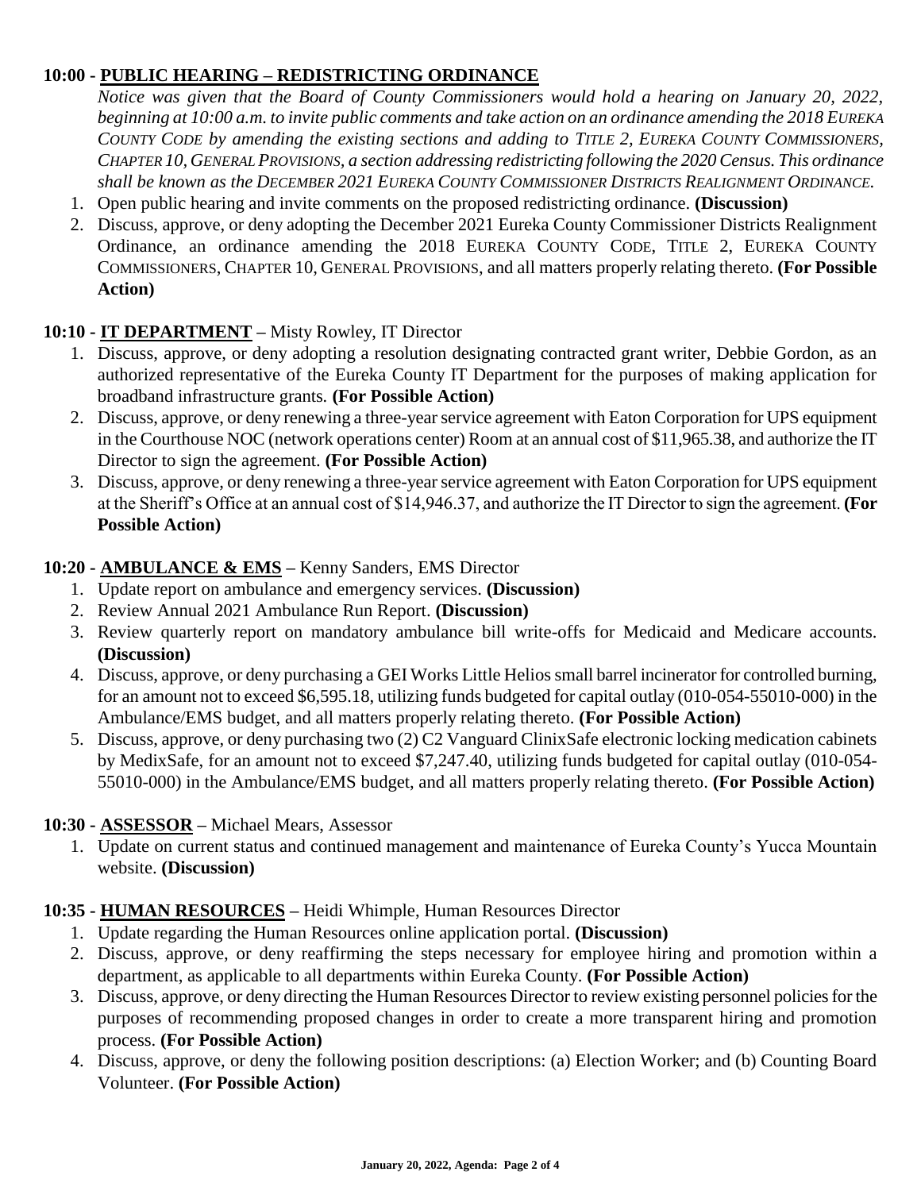**10:00 - PUBLIC HEARING – REDISTRICTING ORDINANCE**

*Notice was given that the Board of County Commissioners would hold a hearing on January 20, 2022, beginning at 10:00 a.m. to invite public comments and take action on an ordinance amending the 2018 EUREKA COUNTY CODE by amending the existing sections and adding to TITLE 2, EUREKA COUNTY COMMISSIONERS, CHAPTER 10, GENERAL PROVISIONS, a section addressing redistricting following the 2020 Census. This ordinance shall be known as the DECEMBER 2021 EUREKA COUNTY COMMISSIONER DISTRICTS REALIGNMENT ORDINANCE.*

1. Open public hearing and invite comments on the proposed redistricting ordinance. **(Discussion)**
2. Discuss, approve, or deny adopting the December 2021 Eureka County Commissioner Districts Realignment Ordinance, an ordinance amending the 2018 EUREKA COUNTY CODE, TITLE 2, EUREKA COUNTY COMMISSIONERS, CHAPTER 10, GENERAL PROVISIONS, and all matters properly relating thereto. **(For Possible Action)**

**10:10 - IT DEPARTMENT –** Misty Rowley, IT Director

1. Discuss, approve, or deny adopting a resolution designating contracted grant writer, Debbie Gordon, as an authorized representative of the Eureka County IT Department for the purposes of making application for broadband infrastructure grants. **(For Possible Action)**
2. Discuss, approve, or deny renewing a three-year service agreement with Eaton Corporation for UPS equipment in the Courthouse NOC (network operations center) Room at an annual cost of $11,965.38, and authorize the IT Director to sign the agreement. **(For Possible Action)**
3. Discuss, approve, or deny renewing a three-year service agreement with Eaton Corporation for UPS equipment at the Sheriff's Office at an annual cost of $14,946.37, and authorize the IT Director to sign the agreement. **(For Possible Action)**

**10:20 - AMBULANCE & EMS –** Kenny Sanders, EMS Director

1. Update report on ambulance and emergency services. **(Discussion)**
2. Review Annual 2021 Ambulance Run Report. **(Discussion)**
3. Review quarterly report on mandatory ambulance bill write-offs for Medicaid and Medicare accounts. **(Discussion)**
4. Discuss, approve, or deny purchasing a GEI Works Little Helios small barrel incinerator for controlled burning, for an amount not to exceed $6,595.18, utilizing funds budgeted for capital outlay (010-054-55010-000) in the Ambulance/EMS budget, and all matters properly relating thereto. **(For Possible Action)**
5. Discuss, approve, or deny purchasing two (2) C2 Vanguard ClinixSafe electronic locking medication cabinets by MedixSafe, for an amount not to exceed $7,247.40, utilizing funds budgeted for capital outlay (010-054-55010-000) in the Ambulance/EMS budget, and all matters properly relating thereto. **(For Possible Action)**

**10:30 - ASSESSOR –** Michael Mears, Assessor

1. Update on current status and continued management and maintenance of Eureka County's Yucca Mountain website. **(Discussion)**

**10:35 - HUMAN RESOURCES –** Heidi Whimple, Human Resources Director

1. Update regarding the Human Resources online application portal. **(Discussion)**
2. Discuss, approve, or deny reaffirming the steps necessary for employee hiring and promotion within a department, as applicable to all departments within Eureka County. **(For Possible Action)**
3. Discuss, approve, or deny directing the Human Resources Director to review existing personnel policies for the purposes of recommending proposed changes in order to create a more transparent hiring and promotion process. **(For Possible Action)**
4. Discuss, approve, or deny the following position descriptions: (a) Election Worker; and (b) Counting Board Volunteer. **(For Possible Action)**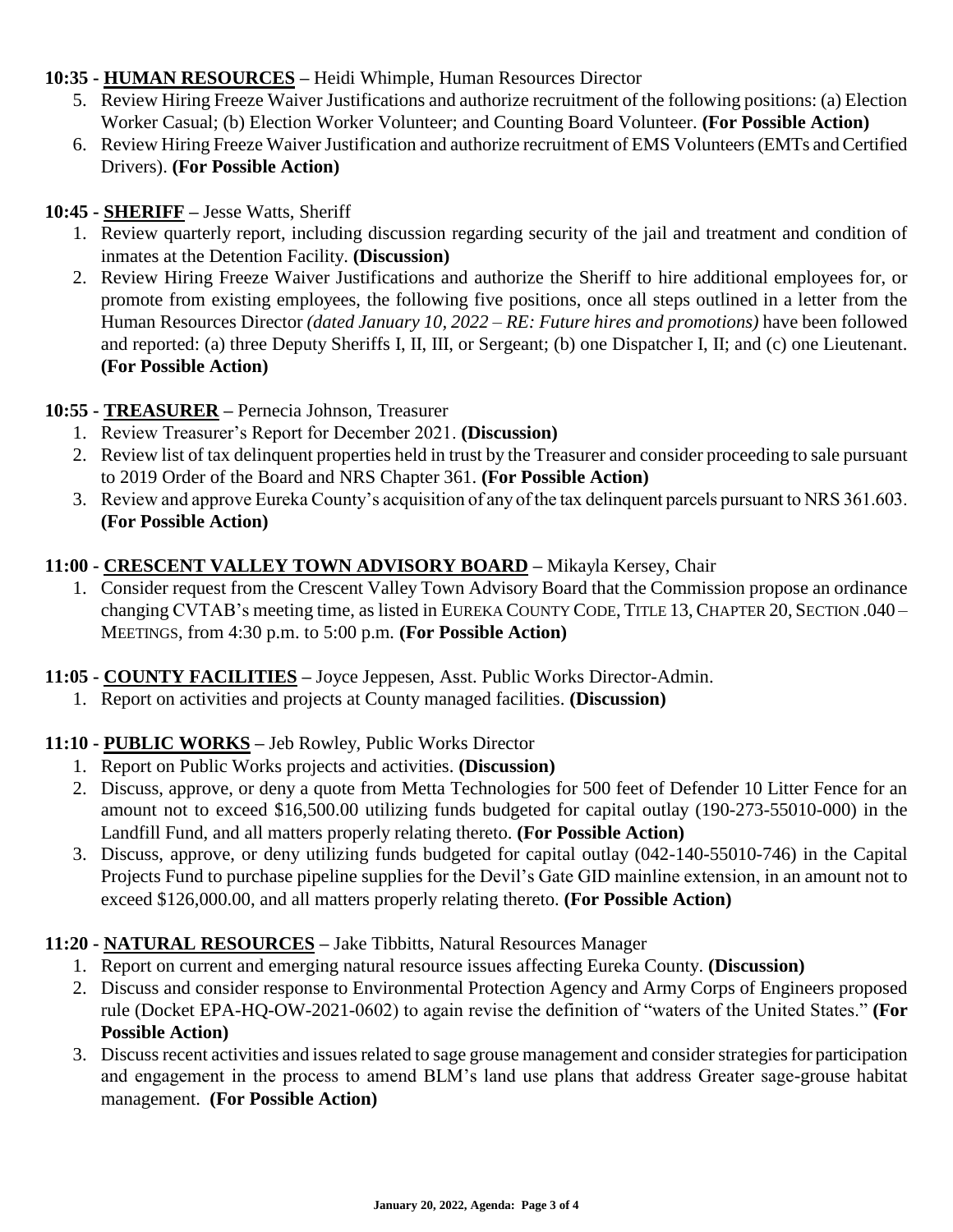**10:35 - HUMAN RESOURCES** – Heidi Whimple, Human Resources Director

5. Review Hiring Freeze Waiver Justifications and authorize recruitment of the following positions: (a) Election Worker Casual; (b) Election Worker Volunteer; and Counting Board Volunteer. **(For Possible Action)**
6. Review Hiring Freeze Waiver Justification and authorize recruitment of EMS Volunteers (EMTs and Certified Drivers). **(For Possible Action)**

**10:45 - SHERIFF** – Jesse Watts, Sheriff

1. Review quarterly report, including discussion regarding security of the jail and treatment and condition of inmates at the Detention Facility. **(Discussion)**
2. Review Hiring Freeze Waiver Justifications and authorize the Sheriff to hire additional employees for, or promote from existing employees, the following five positions, once all steps outlined in a letter from the Human Resources Director *(dated January 10, 2022 – RE: Future hires and promotions)* have been followed and reported: (a) three Deputy Sheriffs I, II, III, or Sergeant; (b) one Dispatcher I, II; and (c) one Lieutenant. **(For Possible Action)**

**10:55 - TREASURER** – Pernecia Johnson, Treasurer

1. Review Treasurer's Report for December 2021. **(Discussion)**
2. Review list of tax delinquent properties held in trust by the Treasurer and consider proceeding to sale pursuant to 2019 Order of the Board and NRS Chapter 361. **(For Possible Action)**
3. Review and approve Eureka County's acquisition of any of the tax delinquent parcels pursuant to NRS 361.603. **(For Possible Action)**

**11:00 - CRESCENT VALLEY TOWN ADVISORY BOARD** – Mikayla Kersey, Chair

1. Consider request from the Crescent Valley Town Advisory Board that the Commission propose an ordinance changing CVTAB's meeting time, as listed in EUREKA COUNTY CODE, TITLE 13, CHAPTER 20, SECTION .040 – MEETINGS, from 4:30 p.m. to 5:00 p.m. **(For Possible Action)**

**11:05 - COUNTY FACILITIES** – Joyce Jeppesen, Asst. Public Works Director-Admin.

1. Report on activities and projects at County managed facilities. **(Discussion)**

**11:10 - PUBLIC WORKS** – Jeb Rowley, Public Works Director

1. Report on Public Works projects and activities. **(Discussion)**
2. Discuss, approve, or deny a quote from Metta Technologies for 500 feet of Defender 10 Litter Fence for an amount not to exceed $16,500.00 utilizing funds budgeted for capital outlay (190-273-55010-000) in the Landfill Fund, and all matters properly relating thereto. **(For Possible Action)**
3. Discuss, approve, or deny utilizing funds budgeted for capital outlay (042-140-55010-746) in the Capital Projects Fund to purchase pipeline supplies for the Devil's Gate GID mainline extension, in an amount not to exceed $126,000.00, and all matters properly relating thereto. **(For Possible Action)**

**11:20 - NATURAL RESOURCES** – Jake Tibbitts, Natural Resources Manager

1. Report on current and emerging natural resource issues affecting Eureka County. **(Discussion)**
2. Discuss and consider response to Environmental Protection Agency and Army Corps of Engineers proposed rule (Docket EPA-HQ-OW-2021-0602) to again revise the definition of "waters of the United States." **(For Possible Action)**
3. Discuss recent activities and issues related to sage grouse management and consider strategies for participation and engagement in the process to amend BLM's land use plans that address Greater sage-grouse habitat management. **(For Possible Action)**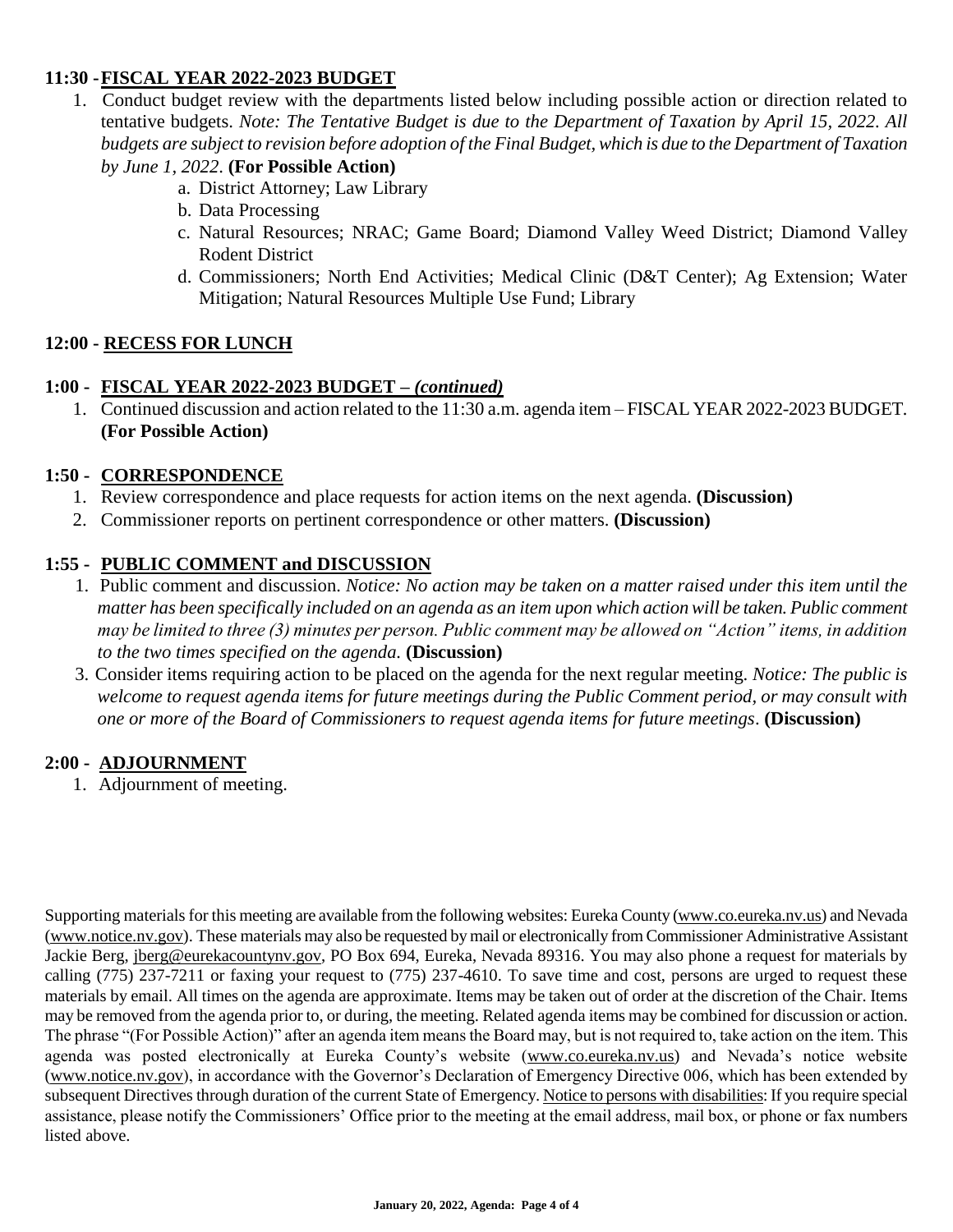**11:30 - FISCAL YEAR 2022-2023 BUDGET**

1. Conduct budget review with the departments listed below including possible action or direction related to tentative budgets. *Note: The Tentative Budget is due to the Department of Taxation by April 15, 2022. All budgets are subject to revision before adoption of the Final Budget, which is due to the Department of Taxation by June 1, 2022.* **(For Possible Action)**
   a. District Attorney; Law Library
   b. Data Processing
   c. Natural Resources; NRAC; Game Board; Diamond Valley Weed District; Diamond Valley Rodent District
   d. Commissioners; North End Activities; Medical Clinic (D&T Center); Ag Extension; Water Mitigation; Natural Resources Multiple Use Fund; Library

**12:00 - RECESS FOR LUNCH**

**1:00 - FISCAL YEAR 2022-2023 BUDGET – *(continued)***

1. Continued discussion and action related to the 11:30 a.m. agenda item – FISCAL YEAR 2022-2023 BUDGET. **(For Possible Action)**

**1:50 - CORRESPONDENCE**

1. Review correspondence and place requests for action items on the next agenda. **(Discussion)**
2. Commissioner reports on pertinent correspondence or other matters. **(Discussion)**

**1:55 - PUBLIC COMMENT and DISCUSSION**

1. Public comment and discussion. *Notice: No action may be taken on a matter raised under this item until the matter has been specifically included on an agenda as an item upon which action will be taken. Public comment may be limited to three (3) minutes per person. Public comment may be allowed on "Action" items, in addition to the two times specified on the agenda.* **(Discussion)**
3. Consider items requiring action to be placed on the agenda for the next regular meeting. *Notice: The public is welcome to request agenda items for future meetings during the Public Comment period, or may consult with one or more of the Board of Commissioners to request agenda items for future meetings*. **(Discussion)**

**2:00 - ADJOURNMENT**

1. Adjournment of meeting.

Supporting materials for this meeting are available from the following websites: Eureka County (www.co.eureka.nv.us) and Nevada (www.notice.nv.gov). These materials may also be requested by mail or electronically from Commissioner Administrative Assistant Jackie Berg, jberg@eurekacountynv.gov, PO Box 694, Eureka, Nevada 89316. You may also phone a request for materials by calling (775) 237-7211 or faxing your request to (775) 237-4610. To save time and cost, persons are urged to request these materials by email. All times on the agenda are approximate. Items may be taken out of order at the discretion of the Chair. Items may be removed from the agenda prior to, or during, the meeting. Related agenda items may be combined for discussion or action. The phrase "(For Possible Action)" after an agenda item means the Board may, but is not required to, take action on the item. This agenda was posted electronically at Eureka County's website (www.co.eureka.nv.us) and Nevada's notice website (www.notice.nv.gov), in accordance with the Governor's Declaration of Emergency Directive 006, which has been extended by subsequent Directives through duration of the current State of Emergency. Notice to persons with disabilities: If you require special assistance, please notify the Commissioners' Office prior to the meeting at the email address, mail box, or phone or fax numbers listed above.